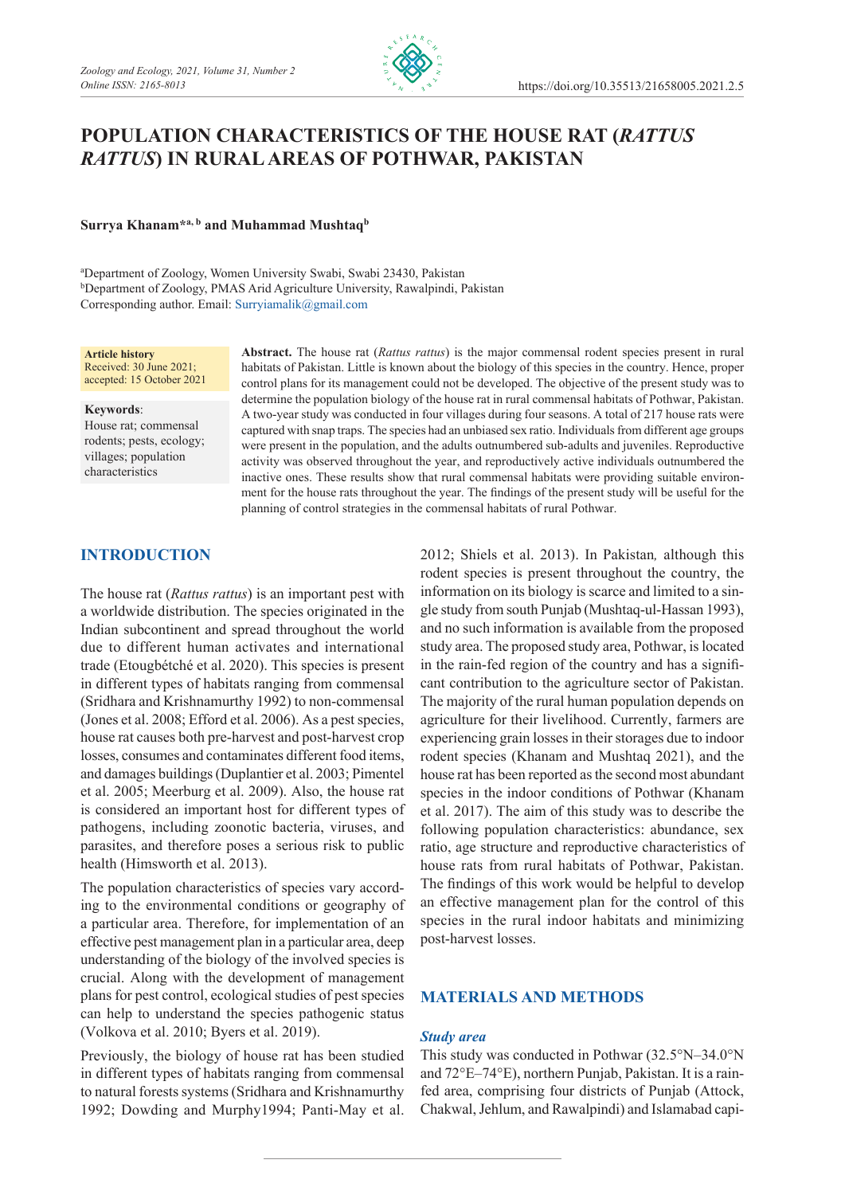# POPULATION CHARACTERISTICS OF THE HOUSE RAT (*RATTUS RATTUS*) IN RURAL AREAS OF POTHWAR, PAKISTAN

**Surrya Khanam*[a, b] and Muhammad Mushtaq[b]**

[a]Department of Zoology, Women University Swabi, Swabi 23430, Pakistan
[b]Department of Zoology, PMAS Arid Agriculture University, Rawalpindi, Pakistan
Corresponding author. Email: Surryiamalik@gmail.com

**Article history**
Received: 30 June 2021; accepted: 15 October 2021

**Keywords**:
House rat; commensal rodents; pests, ecology; villages; population characteristics

**Abstract.** The house rat (*Rattus rattus*) is the major commensal rodent species present in rural habitats of Pakistan. Little is known about the biology of this species in the country. Hence, proper control plans for its management could not be developed. The objective of the present study was to determine the population biology of the house rat in rural commensal habitats of Pothwar, Pakistan. A two-year study was conducted in four villages during four seasons. A total of 217 house rats were captured with snap traps. The species had an unbiased sex ratio. Individuals from different age groups were present in the population, and the adults outnumbered sub-adults and juveniles. Reproductive activity was observed throughout the year, and reproductively active individuals outnumbered the inactive ones. These results show that rural commensal habitats were providing suitable environment for the house rats throughout the year. The findings of the present study will be useful for the planning of control strategies in the commensal habitats of rural Pothwar.

## INTRODUCTION

The house rat (*Rattus rattus*) is an important pest with a worldwide distribution. The species originated in the Indian subcontinent and spread throughout the world due to different human activates and international trade (Etougbétché et al. 2020). This species is present in different types of habitats ranging from commensal (Sridhara and Krishnamurthy 1992) to non-commensal (Jones et al. 2008; Efford et al. 2006). As a pest species, house rat causes both pre-harvest and post-harvest crop losses, consumes and contaminates different food items, and damages buildings (Duplantier et al. 2003; Pimentel et al. 2005; Meerburg et al. 2009). Also, the house rat is considered an important host for different types of pathogens, including zoonotic bacteria, viruses, and parasites, and therefore poses a serious risk to public health (Himsworth et al. 2013).

The population characteristics of species vary according to the environmental conditions or geography of a particular area. Therefore, for implementation of an effective pest management plan in a particular area, deep understanding of the biology of the involved species is crucial. Along with the development of management plans for pest control, ecological studies of pest species can help to understand the species pathogenic status (Volkova et al. 2010; Byers et al. 2019).

Previously, the biology of house rat has been studied in different types of habitats ranging from commensal to natural forests systems (Sridhara and Krishnamurthy 1992; Dowding and Murphy1994; Panti-May et al. 2012; Shiels et al. 2013). In Pakistan*,* although this rodent species is present throughout the country, the information on its biology is scarce and limited to a single study from south Punjab (Mushtaq-ul-Hassan 1993), and no such information is available from the proposed study area. The proposed study area, Pothwar, is located in the rain-fed region of the country and has a significant contribution to the agriculture sector of Pakistan. The majority of the rural human population depends on agriculture for their livelihood. Currently, farmers are experiencing grain losses in their storages due to indoor rodent species (Khanam and Mushtaq 2021), and the house rat has been reported as the second most abundant species in the indoor conditions of Pothwar (Khanam et al. 2017). The aim of this study was to describe the following population characteristics: abundance, sex ratio, age structure and reproductive characteristics of house rats from rural habitats of Pothwar, Pakistan. The findings of this work would be helpful to develop an effective management plan for the control of this species in the rural indoor habitats and minimizing post-harvest losses.

## MATERIALS AND METHODS

### *Study area*

This study was conducted in Pothwar (32.5°N–34.0°N and 72°E–74°E), northern Punjab, Pakistan. It is a rain-fed area, comprising four districts of Punjab (Attock, Chakwal, Jehlum, and Rawalpindi) and Islamabad capi-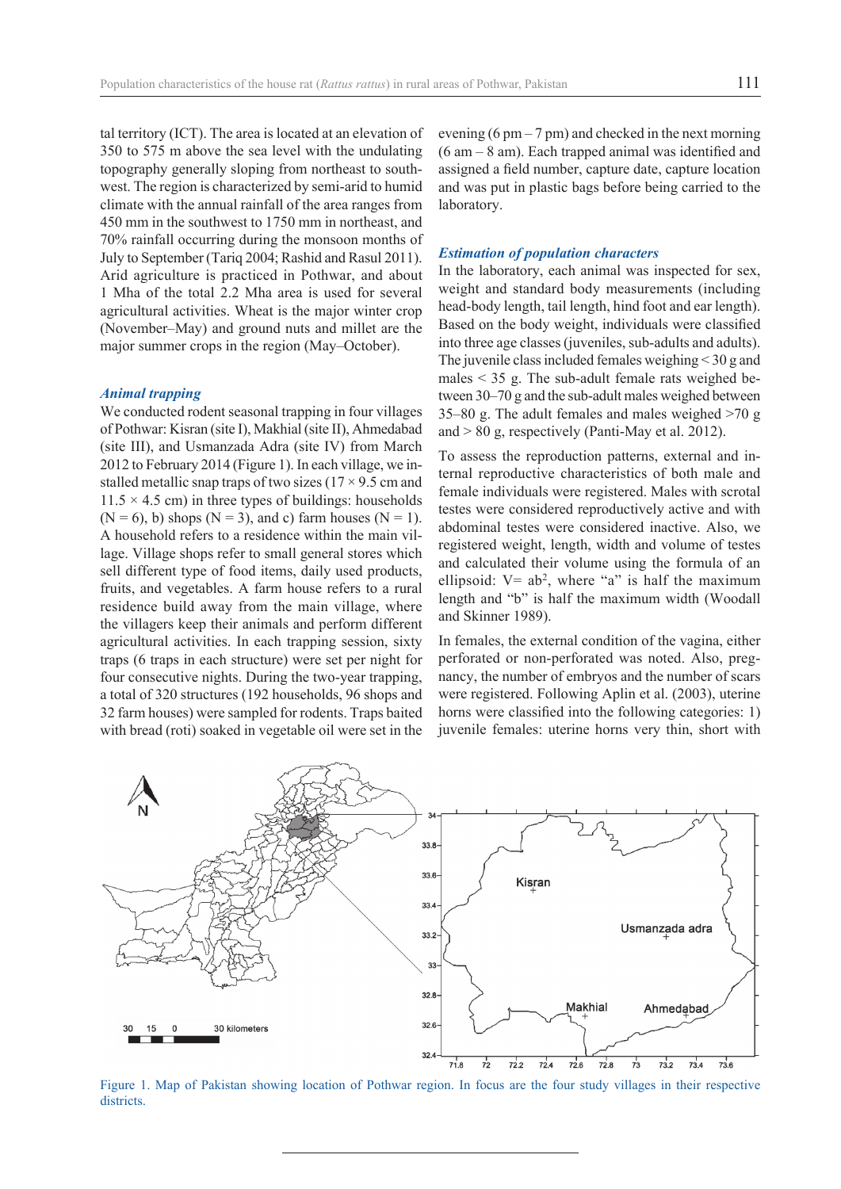tal territory (ICT). The area is located at an elevation of 350 to 575 m above the sea level with the undulating topography generally sloping from northeast to southwest. The region is characterized by semi-arid to humid climate with the annual rainfall of the area ranges from 450 mm in the southwest to 1750 mm in northeast, and 70% rainfall occurring during the monsoon months of July to September (Tariq 2004; Rashid and Rasul 2011). Arid agriculture is practiced in Pothwar, and about 1 Mha of the total 2.2 Mha area is used for several agricultural activities. Wheat is the major winter crop (November–May) and ground nuts and millet are the major summer crops in the region (May–October).

### *Animal trapping*

We conducted rodent seasonal trapping in four villages of Pothwar: Kisran (site I), Makhial (site II), Ahmedabad (site III), and Usmanzada Adra (site IV) from March 2012 to February 2014 (Figure 1). In each village, we installed metallic snap traps of two sizes (17 × 9.5 cm and 11.5 × 4.5 cm) in three types of buildings: households (N = 6), b) shops (N = 3), and c) farm houses (N = 1). A household refers to a residence within the main village. Village shops refer to small general stores which sell different type of food items, daily used products, fruits, and vegetables. A farm house refers to a rural residence build away from the main village, where the villagers keep their animals and perform different agricultural activities. In each trapping session, sixty traps (6 traps in each structure) were set per night for four consecutive nights. During the two-year trapping, a total of 320 structures (192 households, 96 shops and 32 farm houses) were sampled for rodents. Traps baited with bread (roti) soaked in vegetable oil were set in the evening (6 pm – 7 pm) and checked in the next morning (6 am – 8 am). Each trapped animal was identified and assigned a field number, capture date, capture location and was put in plastic bags before being carried to the laboratory.

### *Estimation of population characters*

In the laboratory, each animal was inspected for sex, weight and standard body measurements (including head-body length, tail length, hind foot and ear length). Based on the body weight, individuals were classified into three age classes (juveniles, sub-adults and adults). The juvenile class included females weighing < 30 g and males < 35 g. The sub-adult female rats weighed between 30–70 g and the sub-adult males weighed between 35–80 g. The adult females and males weighed >70 g and > 80 g, respectively (Panti-May et al. 2012).

To assess the reproduction patterns, external and internal reproductive characteristics of both male and female individuals were registered. Males with scrotal testes were considered reproductively active and with abdominal testes were considered inactive. Also, we registered weight, length, width and volume of testes and calculated their volume using the formula of an ellipsoid: $V = ab^2$, where "a" is half the maximum length and "b" is half the maximum width (Woodall and Skinner 1989).

In females, the external condition of the vagina, either perforated or non-perforated was noted. Also, pregnancy, the number of embryos and the number of scars were registered. Following Aplin et al. (2003), uterine horns were classified into the following categories: 1) juvenile females: uterine horns very thin, short with

Figure 1. Map of Pakistan showing location of Pothwar region. In focus are the four study villages in their respective districts.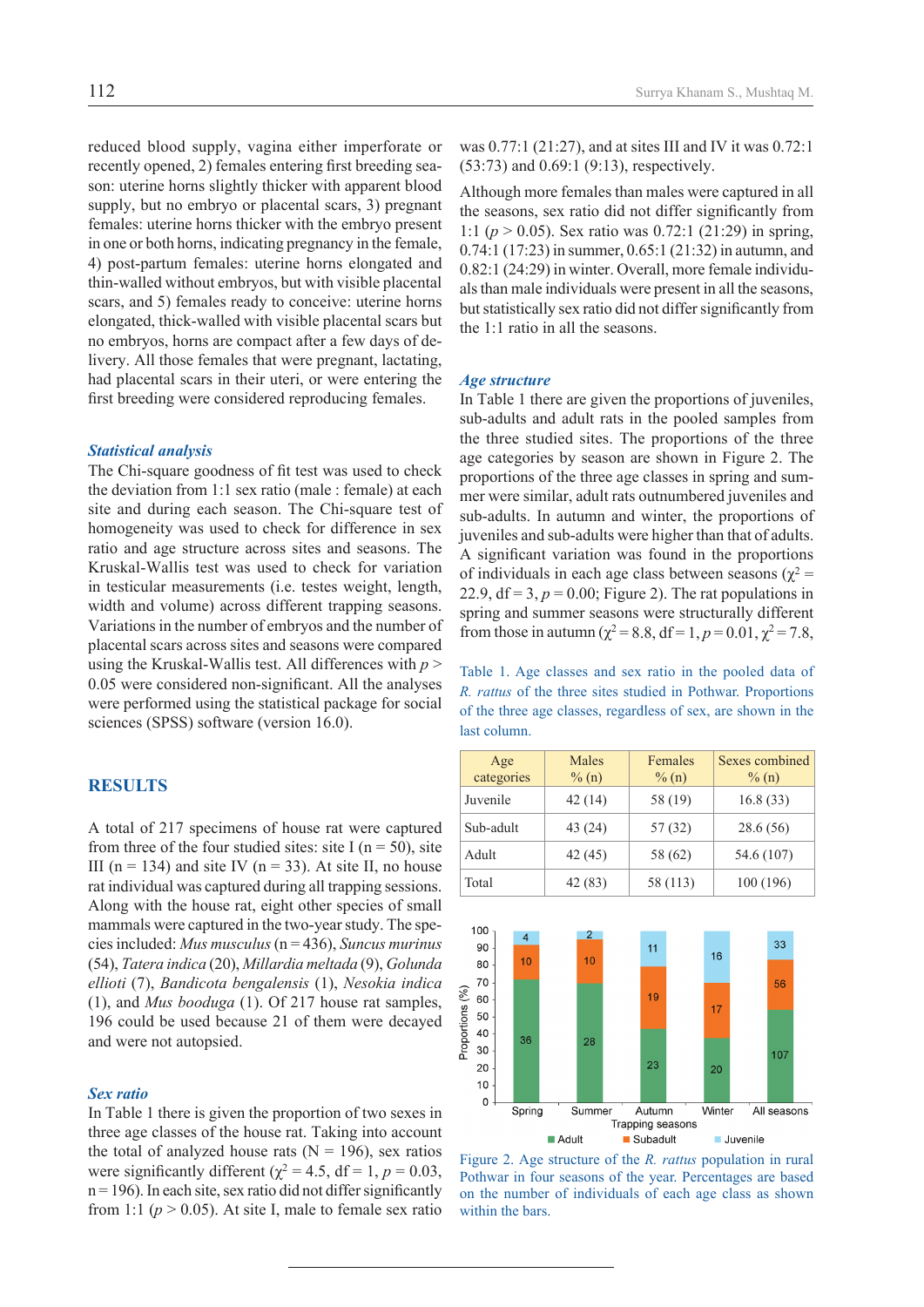reduced blood supply, vagina either imperforate or recently opened, 2) females entering first breeding season: uterine horns slightly thicker with apparent blood supply, but no embryo or placental scars, 3) pregnant females: uterine horns thicker with the embryo present in one or both horns, indicating pregnancy in the female, 4) post-partum females: uterine horns elongated and thin-walled without embryos, but with visible placental scars, and 5) females ready to conceive: uterine horns elongated, thick-walled with visible placental scars but no embryos, horns are compact after a few days of delivery. All those females that were pregnant, lactating, had placental scars in their uteri, or were entering the first breeding were considered reproducing females.

### *Statistical analysis*

The Chi-square goodness of fit test was used to check the deviation from 1:1 sex ratio (male : female) at each site and during each season. The Chi-square test of homogeneity was used to check for difference in sex ratio and age structure across sites and seasons. The Kruskal-Wallis test was used to check for variation in testicular measurements (i.e. testes weight, length, width and volume) across different trapping seasons. Variations in the number of embryos and the number of placental scars across sites and seasons were compared using the Kruskal-Wallis test. All differences with $p >$ 0.05 were considered non-significant. All the analyses were performed using the statistical package for social sciences (SPSS) software (version 16.0).

## RESULTS

A total of 217 specimens of house rat were captured from three of the four studied sites: site I (n = 50), site III (n = 134) and site IV (n = 33). At site II, no house rat individual was captured during all trapping sessions. Along with the house rat, eight other species of small mammals were captured in the two-year study. The species included: *Mus musculus* (n = 436), *Suncus murinus* (54), *Tatera indica* (20), *Millardia meltada* (9), *Golunda ellioti* (7), *Bandicota bengalensis* (1), *Nesokia indica* (1), and *Mus booduga* (1). Of 217 house rat samples, 196 could be used because 21 of them were decayed and were not autopsied.

### *Sex ratio*

In Table 1 there is given the proportion of two sexes in three age classes of the house rat. Taking into account the total of analyzed house rats (N = 196), sex ratios were significantly different ($\chi^2 = 4.5$, df = 1, $p = 0.03$, n = 196). In each site, sex ratio did not differ significantly from 1:1 ($p > 0.05$). At site I, male to female sex ratio was 0.77:1 (21:27), and at sites III and IV it was 0.72:1 (53:73) and 0.69:1 (9:13), respectively.

Although more females than males were captured in all the seasons, sex ratio did not differ significantly from 1:1 ($p > 0.05$). Sex ratio was 0.72:1 (21:29) in spring, 0.74:1 (17:23) in summer, 0.65:1 (21:32) in autumn, and 0.82:1 (24:29) in winter. Overall, more female individuals than male individuals were present in all the seasons, but statistically sex ratio did not differ significantly from the 1:1 ratio in all the seasons.

### *Age structure*

In Table 1 there are given the proportions of juveniles, sub-adults and adult rats in the pooled samples from the three studied sites. The proportions of the three age categories by season are shown in Figure 2. The proportions of the three age classes in spring and summer seasons were similar, adult rats outnumbered juveniles and sub-adults. In autumn and winter, the proportions of juveniles and sub-adults were higher than that of adults. A significant variation was found in the proportions of individuals in each age class between seasons ($\chi^2 = 22.9$, df = 3, $p = 0.00$; Figure 2). The rat populations in spring and summer seasons were structurally different from those in autumn ($\chi^2 = 8.8$, df = 1, $p = 0.01$, $\chi^2 = 7.8$,

Table 1. Age classes and sex ratio in the pooled data of *R. rattus* of the three sites studied in Pothwar. Proportions of the three age classes, regardless of sex, are shown in the last column.

| Age categories | Males % (n) | Females % (n) | Sexes combined % (n) |
|---|---|---|---|
| Juvenile | 42 (14) | 58 (19) | 16.8 (33) |
| Sub-adult | 43 (24) | 57 (32) | 28.6 (56) |
| Adult | 42 (45) | 58 (62) | 54.6 (107) |
| Total | 42 (83) | 58 (113) | 100 (196) |

Figure 2. Age structure of the *R. rattus* population in rural Pothwar in four seasons of the year. Percentages are based on the number of individuals of each age class as shown within the bars.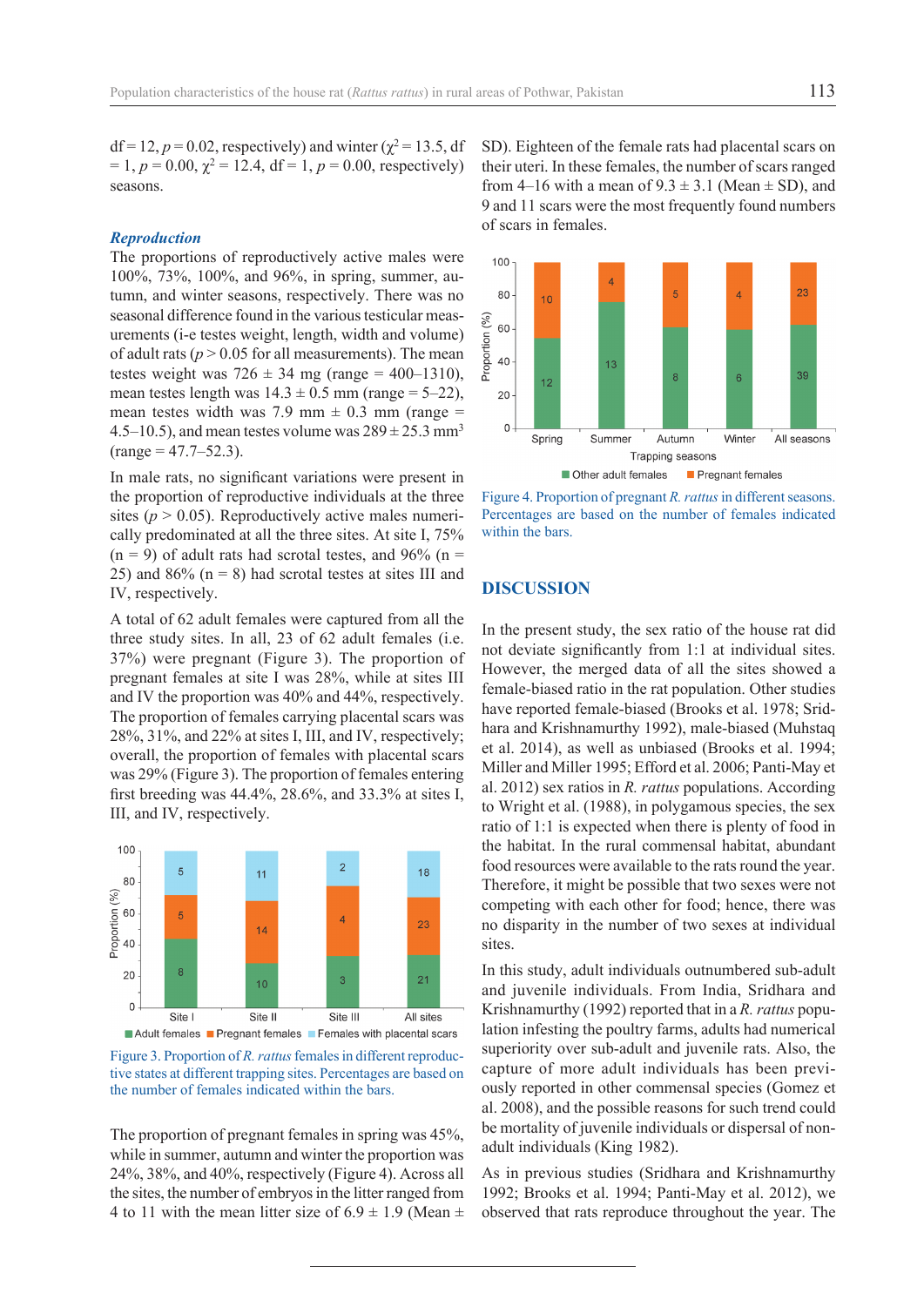df = 12, $p = 0.02$, respectively) and winter ($\chi^2 = 13.5$, df = 1, $p = 0.00$, $\chi^2 = 12.4$, df = 1, $p = 0.00$, respectively) seasons.

### *Reproduction*

The proportions of reproductively active males were 100%, 73%, 100%, and 96%, in spring, summer, autumn, and winter seasons, respectively. There was no seasonal difference found in the various testicular measurements (i-e testes weight, length, width and volume) of adult rats ($p > 0.05$ for all measurements). The mean testes weight was 726 ± 34 mg (range = 400–1310), mean testes length was 14.3 ± 0.5 mm (range = 5–22), mean testes width was 7.9 mm ± 0.3 mm (range = 4.5–10.5), and mean testes volume was 289 ± 25.3 $mm^3$ (range = 47.7–52.3).

In male rats, no significant variations were present in the proportion of reproductive individuals at the three sites ($p > 0.05$). Reproductively active males numerically predominated at all the three sites. At site I, 75% (n = 9) of adult rats had scrotal testes, and 96% (n = 25) and 86% (n = 8) had scrotal testes at sites III and IV, respectively.

A total of 62 adult females were captured from all the three study sites. In all, 23 of 62 adult females (i.e. 37%) were pregnant (Figure 3). The proportion of pregnant females at site I was 28%, while at sites III and IV the proportion was 40% and 44%, respectively. The proportion of females carrying placental scars was 28%, 31%, and 22% at sites I, III, and IV, respectively; overall, the proportion of females with placental scars was 29% (Figure 3). The proportion of females entering first breeding was 44.4%, 28.6%, and 33.3% at sites I, III, and IV, respectively.

Figure 3. Proportion of *R. rattus* females in different reproductive states at different trapping sites. Percentages are based on the number of females indicated within the bars.

The proportion of pregnant females in spring was 45%, while in summer, autumn and winter the proportion was 24%, 38%, and 40%, respectively (Figure 4). Across all the sites, the number of embryos in the litter ranged from 4 to 11 with the mean litter size of 6.9 ± 1.9 (Mean ± SD). Eighteen of the female rats had placental scars on their uteri. In these females, the number of scars ranged from 4–16 with a mean of 9.3 ± 3.1 (Mean ± SD), and 9 and 11 scars were the most frequently found numbers of scars in females.

Figure 4. Proportion of pregnant *R. rattus* in different seasons. Percentages are based on the number of females indicated within the bars.

## DISCUSSION

In the present study, the sex ratio of the house rat did not deviate significantly from 1:1 at individual sites. However, the merged data of all the sites showed a female-biased ratio in the rat population. Other studies have reported female-biased (Brooks et al. 1978; Sridhara and Krishnamurthy 1992), male-biased (Muhstaq et al. 2014), as well as unbiased (Brooks et al. 1994; Miller and Miller 1995; Efford et al. 2006; Panti-May et al. 2012) sex ratios in *R. rattus* populations. According to Wright et al. (1988), in polygamous species, the sex ratio of 1:1 is expected when there is plenty of food in the habitat. In the rural commensal habitat, abundant food resources were available to the rats round the year. Therefore, it might be possible that two sexes were not competing with each other for food; hence, there was no disparity in the number of two sexes at individual sites.

In this study, adult individuals outnumbered sub-adult and juvenile individuals. From India, Sridhara and Krishnamurthy (1992) reported that in a *R. rattus* population infesting the poultry farms, adults had numerical superiority over sub-adult and juvenile rats. Also, the capture of more adult individuals has been previously reported in other commensal species (Gomez et al. 2008), and the possible reasons for such trend could be mortality of juvenile individuals or dispersal of non-adult individuals (King 1982).

As in previous studies (Sridhara and Krishnamurthy 1992; Brooks et al. 1994; Panti-May et al. 2012), we observed that rats reproduce throughout the year. The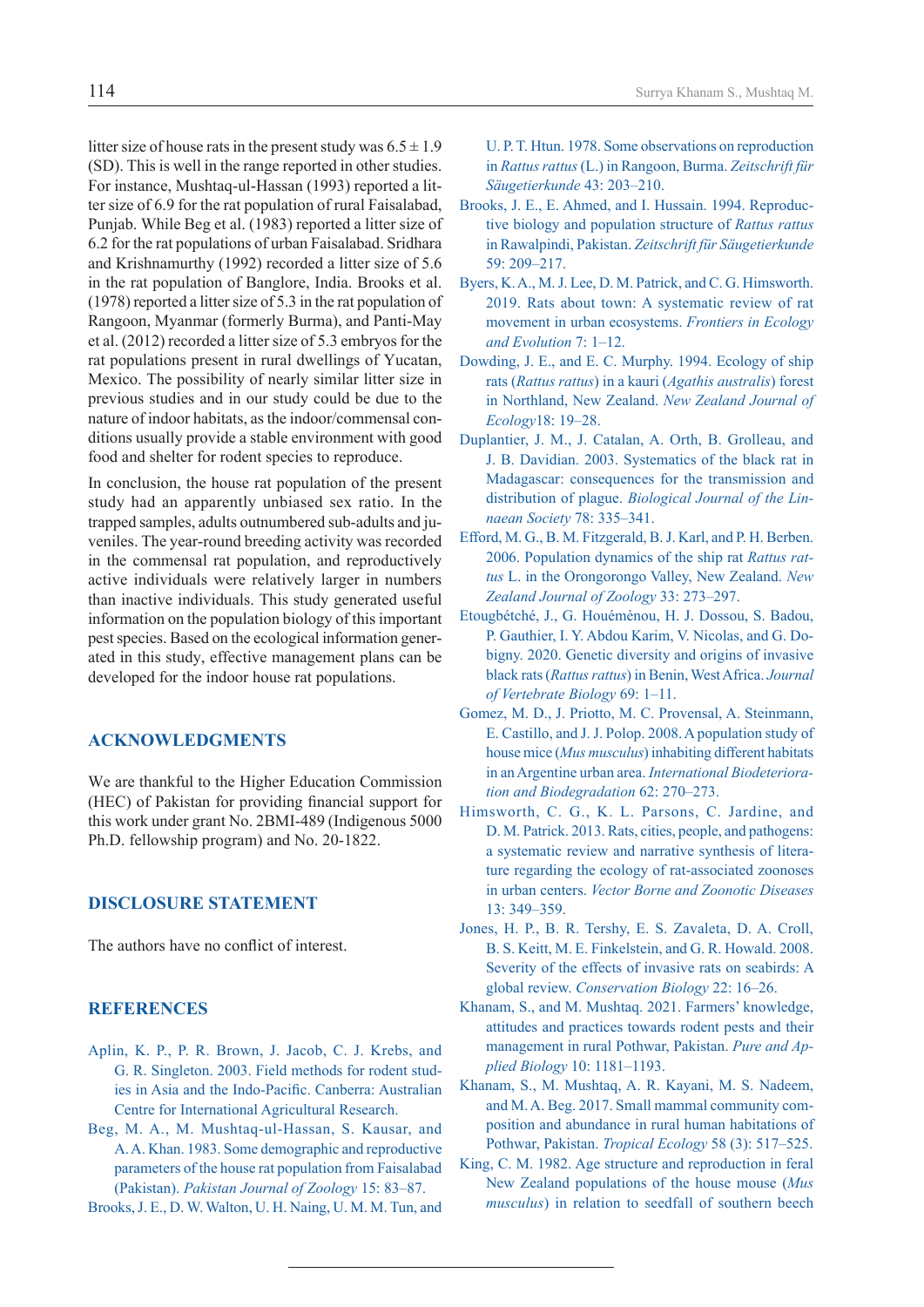litter size of house rats in the present study was $6.5 \pm 1.9$ (SD). This is well in the range reported in other studies. For instance, Mushtaq-ul-Hassan (1993) reported a litter size of 6.9 for the rat population of rural Faisalabad, Punjab. While Beg et al. (1983) reported a litter size of 6.2 for the rat populations of urban Faisalabad. Sridhara and Krishnamurthy (1992) recorded a litter size of 5.6 in the rat population of Banglore, India. Brooks et al. (1978) reported a litter size of 5.3 in the rat population of Rangoon, Myanmar (formerly Burma), and Panti-May et al. (2012) recorded a litter size of 5.3 embryos for the rat populations present in rural dwellings of Yucatan, Mexico. The possibility of nearly similar litter size in previous studies and in our study could be due to the nature of indoor habitats, as the indoor/commensal conditions usually provide a stable environment with good food and shelter for rodent species to reproduce.

In conclusion, the house rat population of the present study had an apparently unbiased sex ratio. In the trapped samples, adults outnumbered sub-adults and juveniles. The year-round breeding activity was recorded in the commensal rat population, and reproductively active individuals were relatively larger in numbers than inactive individuals. This study generated useful information on the population biology of this important pest species. Based on the ecological information generated in this study, effective management plans can be developed for the indoor house rat populations.

## ACKNOWLEDGMENTS

We are thankful to the Higher Education Commission (HEC) of Pakistan for providing financial support for this work under grant No. 2BMI-489 (Indigenous 5000 Ph.D. fellowship program) and No. 20-1822.

## DISCLOSURE STATEMENT

The authors have no conflict of interest.

## REFERENCES

Aplin, K. P., P. R. Brown, J. Jacob, C. J. Krebs, and G. R. Singleton. 2003. Field methods for rodent studies in Asia and the Indo-Pacific. Canberra: Australian Centre for International Agricultural Research.

Beg, M. A., M. Mushtaq-ul-Hassan, S. Kausar, and A. A. Khan. 1983. Some demographic and reproductive parameters of the house rat population from Faisalabad (Pakistan). *Pakistan Journal of Zoology* 15: 83–87.

Brooks, J. E., D. W. Walton, U. H. Naing, U. M. M. Tun, and U. P. T. Htun. 1978. Some observations on reproduction in *Rattus rattus* (L.) in Rangoon, Burma. *Zeitschrift für Säugetierkunde* 43: 203–210.

Brooks, J. E., E. Ahmed, and I. Hussain. 1994. Reproductive biology and population structure of *Rattus rattus* in Rawalpindi, Pakistan. *Zeitschrift für Säugetierkunde* 59: 209–217.

Byers, K. A., M. J. Lee, D. M. Patrick, and C. G. Himsworth. 2019. Rats about town: A systematic review of rat movement in urban ecosystems. *Frontiers in Ecology and Evolution* 7: 1–12.

Dowding, J. E., and E. C. Murphy. 1994. Ecology of ship rats (*Rattus rattus*) in a kauri (*Agathis australis*) forest in Northland, New Zealand. *New Zealand Journal of Ecology*18: 19–28.

Duplantier, J. M., J. Catalan, A. Orth, B. Grolleau, and J. B. Davidian. 2003. Systematics of the black rat in Madagascar: consequences for the transmission and distribution of plague. *Biological Journal of the Linnaean Society* 78: 335–341.

Efford, M. G., B. M. Fitzgerald, B. J. Karl, and P. H. Berben. 2006. Population dynamics of the ship rat *Rattus rattus* L. in the Orongorongo Valley, New Zealand. *New Zealand Journal of Zoology* 33: 273–297.

Etougbétché, J., G. Houéménou, H. J. Dossou, S. Badou, P. Gauthier, I. Y. Abdou Karim, V. Nicolas, and G. Dobigny. 2020. Genetic diversity and origins of invasive black rats (*Rattus rattus*) in Benin, West Africa. *Journal of Vertebrate Biology* 69: 1–11.

Gomez, M. D., J. Priotto, M. C. Provensal, A. Steinmann, E. Castillo, and J. J. Polop. 2008. A population study of house mice (*Mus musculus*) inhabiting different habitats in an Argentine urban area. *International Biodeterioration and Biodegradation* 62: 270–273.

Himsworth, C. G., K. L. Parsons, C. Jardine, and D. M. Patrick. 2013. Rats, cities, people, and pathogens: a systematic review and narrative synthesis of literature regarding the ecology of rat-associated zoonoses in urban centers. *Vector Borne and Zoonotic Diseases* 13: 349–359.

Jones, H. P., B. R. Tershy, E. S. Zavaleta, D. A. Croll, B. S. Keitt, M. E. Finkelstein, and G. R. Howald. 2008. Severity of the effects of invasive rats on seabirds: A global review. *Conservation Biology* 22: 16–26.

Khanam, S., and M. Mushtaq. 2021. Farmers' knowledge, attitudes and practices towards rodent pests and their management in rural Pothwar, Pakistan. *Pure and Applied Biology* 10: 1181–1193.

Khanam, S., M. Mushtaq, A. R. Kayani, M. S. Nadeem, and M. A. Beg. 2017. Small mammal community composition and abundance in rural human habitations of Pothwar, Pakistan. *Tropical Ecology* 58 (3): 517–525.

King, C. M. 1982. Age structure and reproduction in feral New Zealand populations of the house mouse (*Mus musculus*) in relation to seedfall of southern beech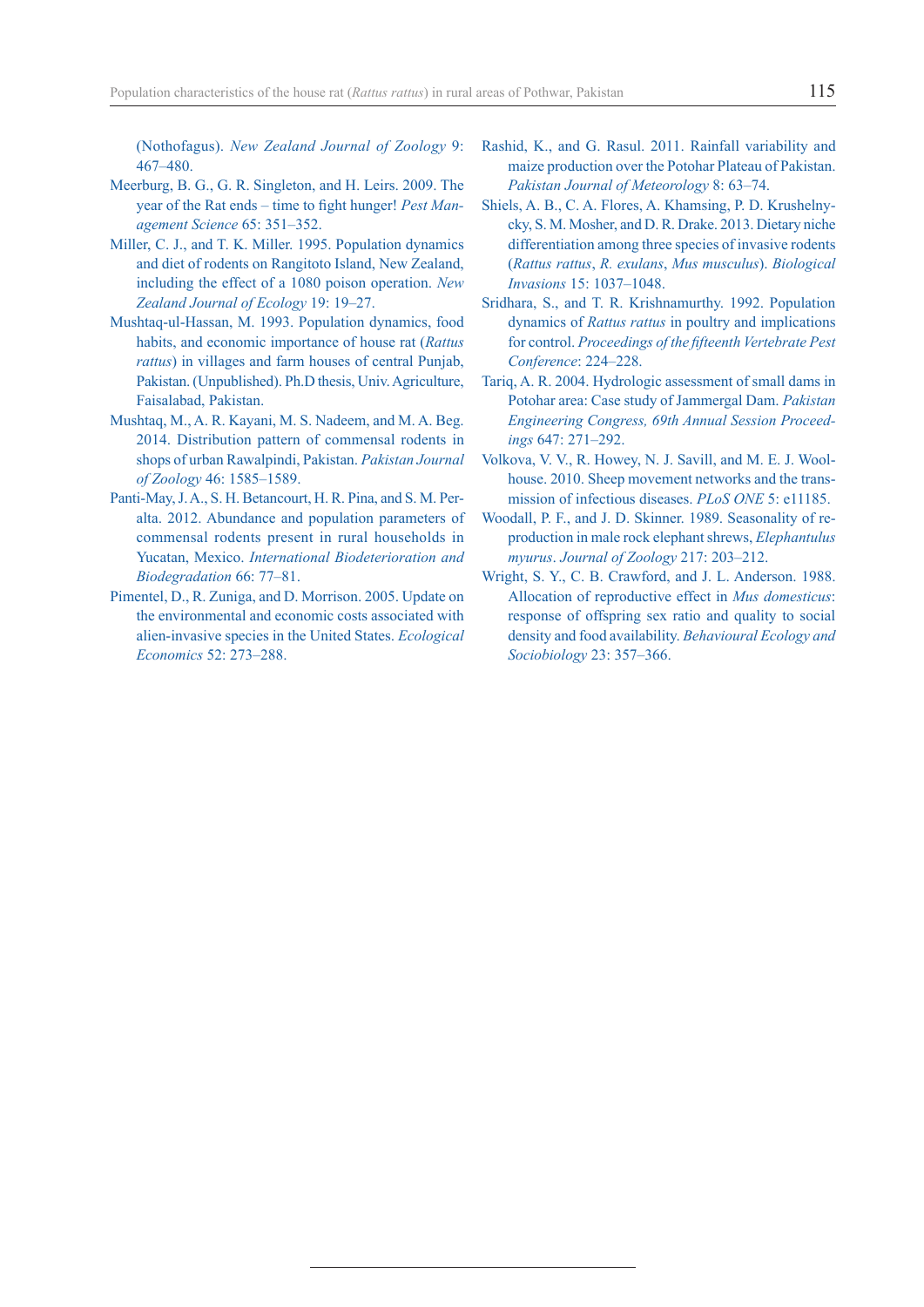(Nothofagus). *New Zealand Journal of Zoology* 9: 467–480.

Meerburg, B. G., G. R. Singleton, and H. Leirs. 2009. The year of the Rat ends – time to fight hunger! *Pest Management Science* 65: 351–352.

Miller, C. J., and T. K. Miller. 1995. Population dynamics and diet of rodents on Rangitoto Island, New Zealand, including the effect of a 1080 poison operation. *New Zealand Journal of Ecology* 19: 19–27.

Mushtaq-ul-Hassan, M. 1993. Population dynamics, food habits, and economic importance of house rat (*Rattus rattus*) in villages and farm houses of central Punjab, Pakistan. (Unpublished). Ph.D thesis, Univ. Agriculture, Faisalabad, Pakistan.

Mushtaq, M., A. R. Kayani, M. S. Nadeem, and M. A. Beg. 2014. Distribution pattern of commensal rodents in shops of urban Rawalpindi, Pakistan. *Pakistan Journal of Zoology* 46: 1585–1589.

Panti-May, J. A., S. H. Betancourt, H. R. Pina, and S. M. Peralta. 2012. Abundance and population parameters of commensal rodents present in rural households in Yucatan, Mexico. *International Biodeterioration and Biodegradation* 66: 77–81.

Pimentel, D., R. Zuniga, and D. Morrison. 2005. Update on the environmental and economic costs associated with alien-invasive species in the United States. *Ecological Economics* 52: 273–288.

Rashid, K., and G. Rasul. 2011. Rainfall variability and maize production over the Potohar Plateau of Pakistan. *Pakistan Journal of Meteorology* 8: 63–74.

Shiels, A. B., C. A. Flores, A. Khamsing, P. D. Krushelnycky, S. M. Mosher, and D. R. Drake. 2013. Dietary niche differentiation among three species of invasive rodents (*Rattus rattus*, *R. exulans*, *Mus musculus*). *Biological Invasions* 15: 1037–1048.

Sridhara, S., and T. R. Krishnamurthy. 1992. Population dynamics of *Rattus rattus* in poultry and implications for control. *Proceedings of the fifteenth Vertebrate Pest Conference*: 224–228.

Tariq, A. R. 2004. Hydrologic assessment of small dams in Potohar area: Case study of Jammergal Dam. *Pakistan Engineering Congress, 69th Annual Session Proceedings* 647: 271–292.

Volkova, V. V., R. Howey, N. J. Savill, and M. E. J. Woolhouse. 2010. Sheep movement networks and the transmission of infectious diseases. *PLoS ONE* 5: e11185.

Woodall, P. F., and J. D. Skinner. 1989. Seasonality of reproduction in male rock elephant shrews, *Elephantulus myurus*. *Journal of Zoology* 217: 203–212.

Wright, S. Y., C. B. Crawford, and J. L. Anderson. 1988. Allocation of reproductive effect in *Mus domesticus*: response of offspring sex ratio and quality to social density and food availability. *Behavioural Ecology and Sociobiology* 23: 357–366.